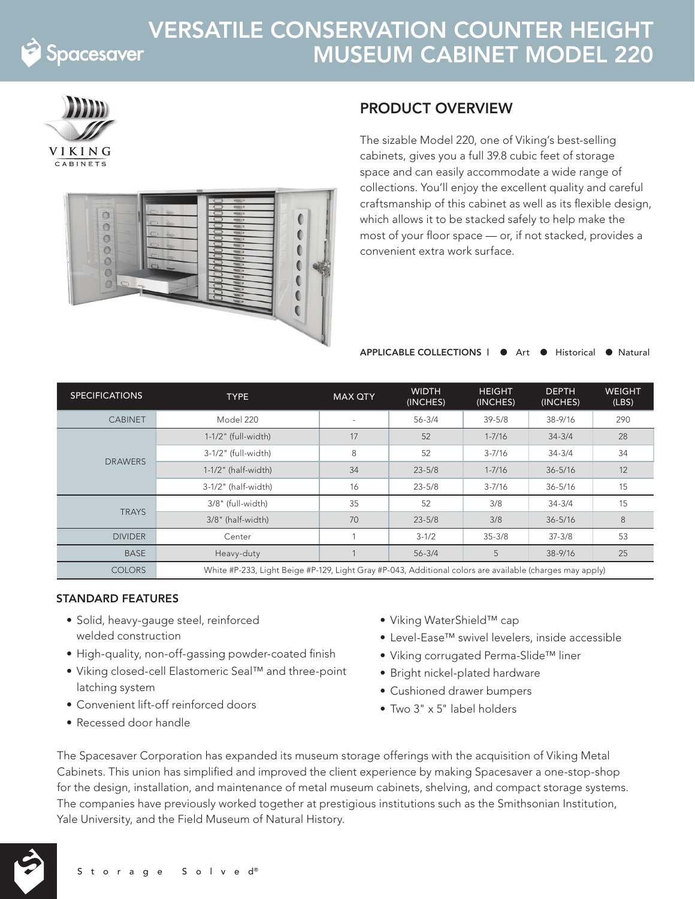# VERSATILE CONSERVATION COUNTER HEIGHT MUSEUM CABINET MODEL 220

## PRODUCT OVERVIEW

The sizable Model 220, one of Viking's best-selling cabinets, gives you a full 39.8 cubic feet of storage space and can easily accommodate a wide range of collections. You'll enjoy the excellent quality and careful craftsmanship of this cabinet as well as its flexible design, which allows it to be stacked safely to help make the most of your floor space — or, if not stacked, provides a convenient extra work surface.

**APPLICABLE COLLECTIONS** | ● Art ● Historical ● Natural

| SPECIFICATIONS | TYPE | MAX QTY | WIDTH (INCHES) | HEIGHT (INCHES) | DEPTH (INCHES) | WEIGHT (LBS) |
|---|---|---|---|---|---|---|
| CABINET | Model 220 | - | 56-3/4 | 39-5/8 | 38-9/16 | 290 |
| DRAWERS | 1-1/2" (full-width) | 17 | 52 | 1-7/16 | 34-3/4 | 28 |
| | 3-1/2" (full-width) | 8 | 52 | 3-7/16 | 34-3/4 | 34 |
| | 1-1/2" (half-width) | 34 | 23-5/8 | 1-7/16 | 36-5/16 | 12 |
| | 3-1/2" (half-width) | 16 | 23-5/8 | 3-7/16 | 36-5/16 | 15 |
| TRAYS | 3/8" (full-width) | 35 | 52 | 3/8 | 34-3/4 | 15 |
| | 3/8" (half-width) | 70 | 23-5/8 | 3/8 | 36-5/16 | 8 |
| DIVIDER | Center | 1 | 3-1/2 | 35-3/8 | 37-3/8 | 53 |
| BASE | Heavy-duty | 1 | 56-3/4 | 5 | 38-9/16 | 25 |
| COLORS | White #P-233, Light Beige #P-129, Light Gray #P-043, Additional colors are available (charges may apply) | | | | | |

## STANDARD FEATURES

- Solid, heavy-gauge steel, reinforced welded construction
- High-quality, non-off-gassing powder-coated finish
- Viking closed-cell Elastomeric Seal™ and three-point latching system
- Convenient lift-off reinforced doors
- Recessed door handle
- Viking WaterShield™ cap
- Level-Ease™ swivel levelers, inside accessible
- Viking corrugated Perma-Slide™ liner
- Bright nickel-plated hardware
- Cushioned drawer bumpers
- Two 3" x 5" label holders

The Spacesaver Corporation has expanded its museum storage offerings with the acquisition of Viking Metal Cabinets. This union has simplified and improved the client experience by making Spacesaver a one-stop-shop for the design, installation, and maintenance of metal museum cabinets, shelving, and compact storage systems. The companies have previously worked together at prestigious institutions such as the Smithsonian Institution, Yale University, and the Field Museum of Natural History.

Storage Solved®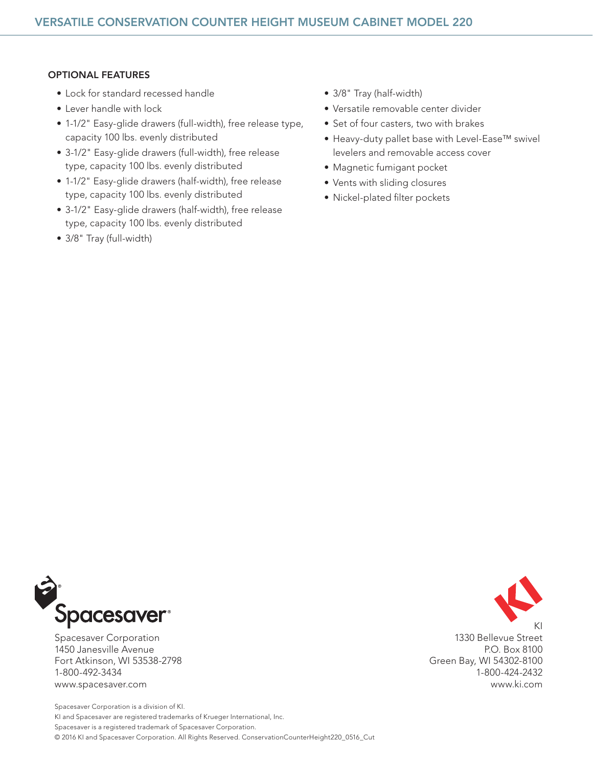### OPTIONAL FEATURES

- Lock for standard recessed handle
- Lever handle with lock
- 1-1/2" Easy-glide drawers (full-width), free release type, capacity 100 lbs. evenly distributed
- 3-1/2" Easy-glide drawers (full-width), free release type, capacity 100 lbs. evenly distributed
- 1-1/2" Easy-glide drawers (half-width), free release type, capacity 100 lbs. evenly distributed
- 3-1/2" Easy-glide drawers (half-width), free release type, capacity 100 lbs. evenly distributed
- 3/8" Tray (full-width)
- 3/8" Tray (half-width)
- Versatile removable center divider
- Set of four casters, two with brakes
- Heavy-duty pallet base with Level-Ease™ swivel levelers and removable access cover
- Magnetic fumigant pocket
- Vents with sliding closures
- Nickel-plated filter pockets

Spacesaver Corporation
1450 Janesville Avenue
Fort Atkinson, WI 53538-2798
1-800-492-3434
www.spacesaver.com

KI
1330 Bellevue Street
P.O. Box 8100
Green Bay, WI 54302-8100
1-800-424-2432
www.ki.com

Spacesaver Corporation is a division of KI.
KI and Spacesaver are registered trademarks of Krueger International, Inc.
Spacesaver is a registered trademark of Spacesaver Corporation.
© 2016 KI and Spacesaver Corporation. All Rights Reserved. ConservationCounterHeight220_0516_Cut